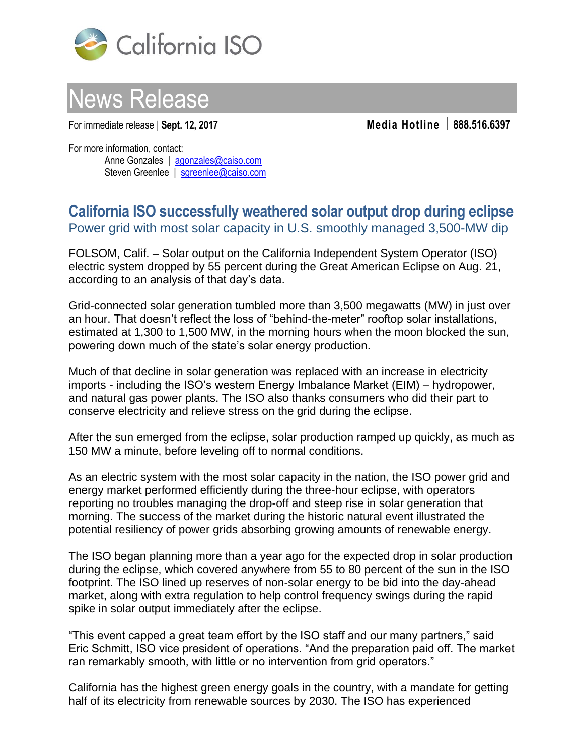California ISO

# News Release

For immediate release | **Sept. 12, 2017** **Media Hotline** | **888.516.6397**

For more information, contact:
Anne Gonzales | agonzales@caiso.com
Steven Greenlee | sgreenlee@caiso.com

## California ISO successfully weathered solar output drop during eclipse

### Power grid with most solar capacity in U.S. smoothly managed 3,500-MW dip

FOLSOM, Calif. – Solar output on the California Independent System Operator (ISO) electric system dropped by 55 percent during the Great American Eclipse on Aug. 21, according to an analysis of that day's data.

Grid-connected solar generation tumbled more than 3,500 megawatts (MW) in just over an hour. That doesn't reflect the loss of "behind-the-meter" rooftop solar installations, estimated at 1,300 to 1,500 MW, in the morning hours when the moon blocked the sun, powering down much of the state's solar energy production.

Much of that decline in solar generation was replaced with an increase in electricity imports - including the ISO's western Energy Imbalance Market (EIM) – hydropower, and natural gas power plants. The ISO also thanks consumers who did their part to conserve electricity and relieve stress on the grid during the eclipse.

After the sun emerged from the eclipse, solar production ramped up quickly, as much as 150 MW a minute, before leveling off to normal conditions.

As an electric system with the most solar capacity in the nation, the ISO power grid and energy market performed efficiently during the three-hour eclipse, with operators reporting no troubles managing the drop-off and steep rise in solar generation that morning. The success of the market during the historic natural event illustrated the potential resiliency of power grids absorbing growing amounts of renewable energy.

The ISO began planning more than a year ago for the expected drop in solar production during the eclipse, which covered anywhere from 55 to 80 percent of the sun in the ISO footprint. The ISO lined up reserves of non-solar energy to be bid into the day-ahead market, along with extra regulation to help control frequency swings during the rapid spike in solar output immediately after the eclipse.

"This event capped a great team effort by the ISO staff and our many partners," said Eric Schmitt, ISO vice president of operations. "And the preparation paid off. The market ran remarkably smooth, with little or no intervention from grid operators."

California has the highest green energy goals in the country, with a mandate for getting half of its electricity from renewable sources by 2030. The ISO has experienced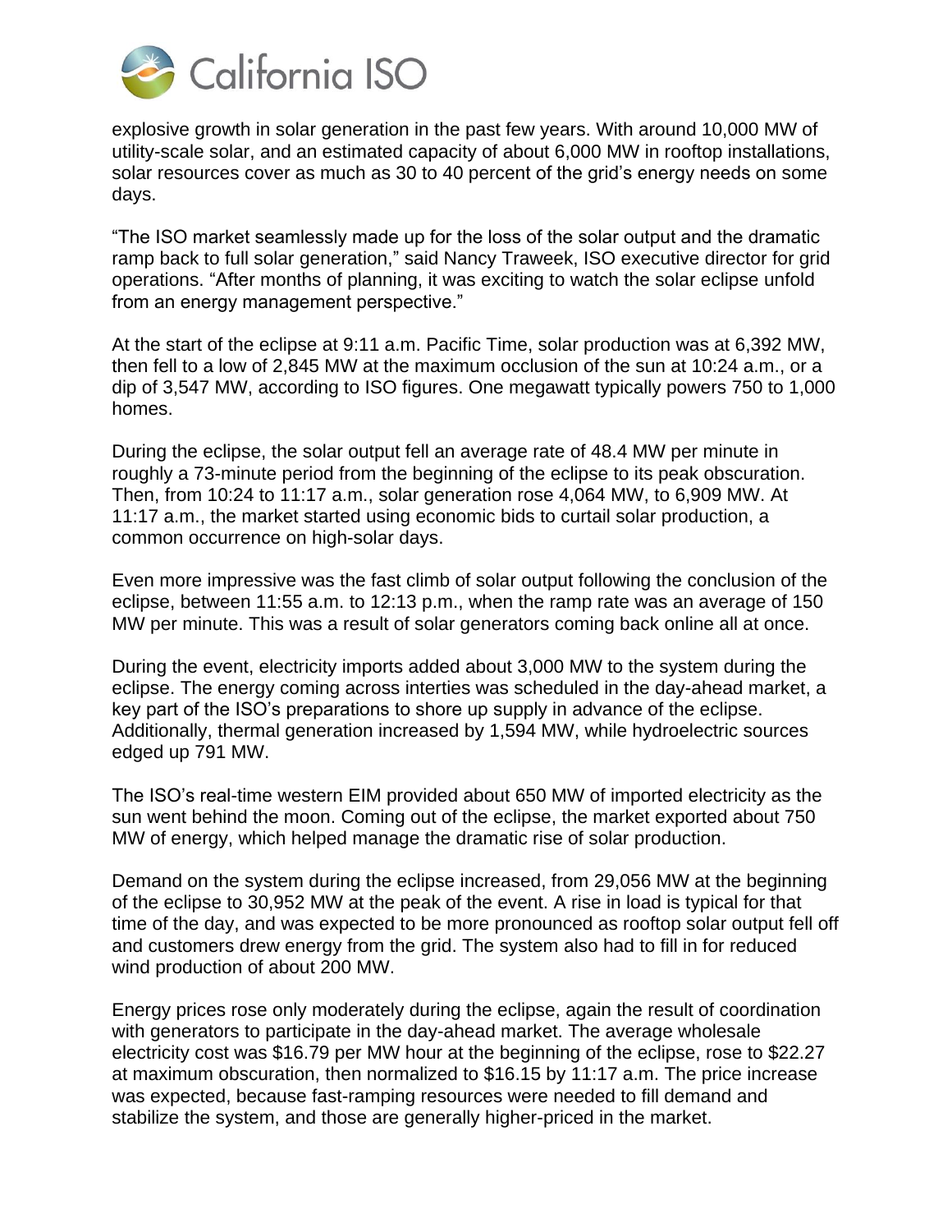explosive growth in solar generation in the past few years. With around 10,000 MW of utility-scale solar, and an estimated capacity of about 6,000 MW in rooftop installations, solar resources cover as much as 30 to 40 percent of the grid's energy needs on some days.

"The ISO market seamlessly made up for the loss of the solar output and the dramatic ramp back to full solar generation," said Nancy Traweek, ISO executive director for grid operations. "After months of planning, it was exciting to watch the solar eclipse unfold from an energy management perspective."

At the start of the eclipse at 9:11 a.m. Pacific Time, solar production was at 6,392 MW, then fell to a low of 2,845 MW at the maximum occlusion of the sun at 10:24 a.m., or a dip of 3,547 MW, according to ISO figures. One megawatt typically powers 750 to 1,000 homes.

During the eclipse, the solar output fell an average rate of 48.4 MW per minute in roughly a 73-minute period from the beginning of the eclipse to its peak obscuration. Then, from 10:24 to 11:17 a.m., solar generation rose 4,064 MW, to 6,909 MW. At 11:17 a.m., the market started using economic bids to curtail solar production, a common occurrence on high-solar days.

Even more impressive was the fast climb of solar output following the conclusion of the eclipse, between 11:55 a.m. to 12:13 p.m., when the ramp rate was an average of 150 MW per minute. This was a result of solar generators coming back online all at once.

During the event, electricity imports added about 3,000 MW to the system during the eclipse. The energy coming across interties was scheduled in the day-ahead market, a key part of the ISO's preparations to shore up supply in advance of the eclipse. Additionally, thermal generation increased by 1,594 MW, while hydroelectric sources edged up 791 MW.

The ISO's real-time western EIM provided about 650 MW of imported electricity as the sun went behind the moon. Coming out of the eclipse, the market exported about 750 MW of energy, which helped manage the dramatic rise of solar production.

Demand on the system during the eclipse increased, from 29,056 MW at the beginning of the eclipse to 30,952 MW at the peak of the event. A rise in load is typical for that time of the day, and was expected to be more pronounced as rooftop solar output fell off and customers drew energy from the grid. The system also had to fill in for reduced wind production of about 200 MW.

Energy prices rose only moderately during the eclipse, again the result of coordination with generators to participate in the day-ahead market. The average wholesale electricity cost was $16.79 per MW hour at the beginning of the eclipse, rose to $22.27 at maximum obscuration, then normalized to $16.15 by 11:17 a.m. The price increase was expected, because fast-ramping resources were needed to fill demand and stabilize the system, and those are generally higher-priced in the market.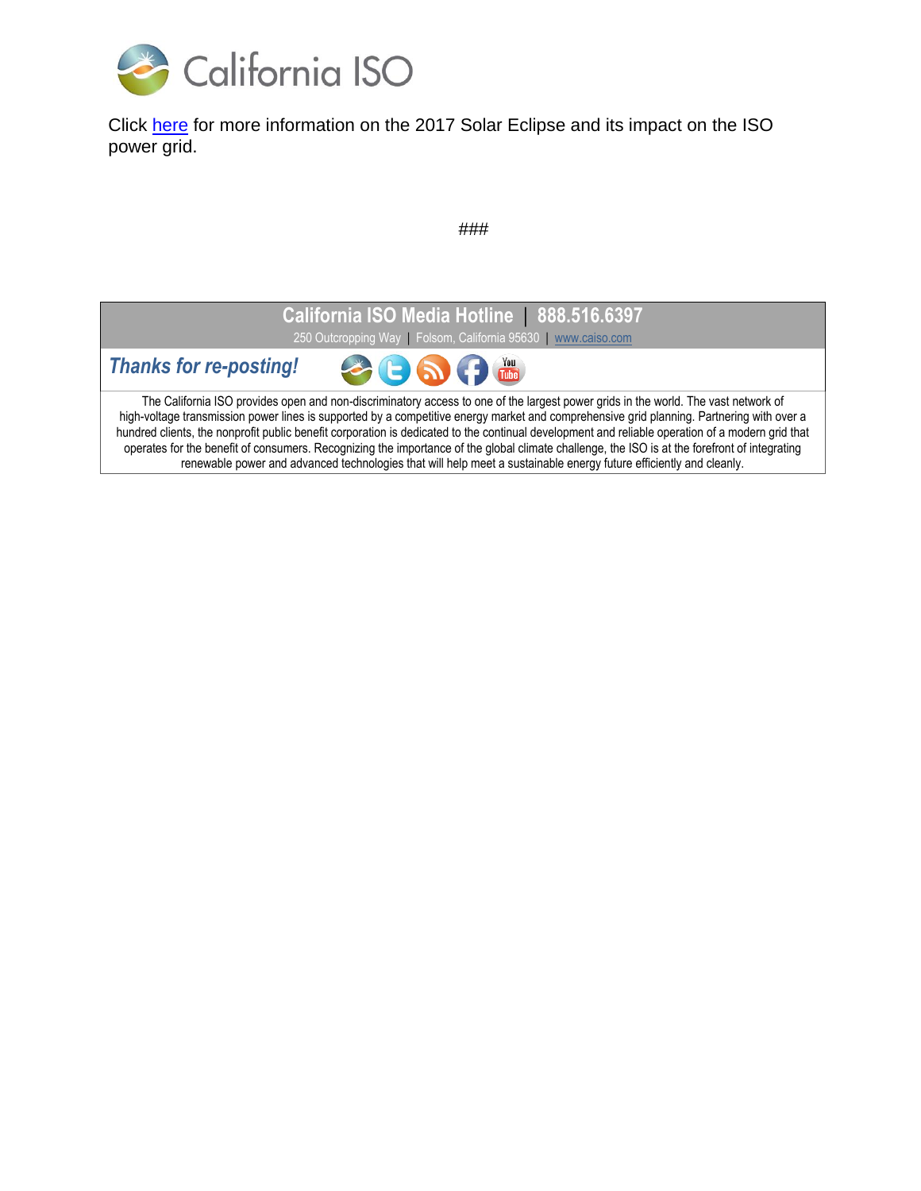Click here for more information on the 2017 Solar Eclipse and its impact on the ISO power grid.

###

**California ISO Media Hotline | 888.516.6397**

250 Outcropping Way | Folsom, California 95630 | www.caiso.com

***Thanks for re-posting!***

The California ISO provides open and non-discriminatory access to one of the largest power grids in the world. The vast network of high-voltage transmission power lines is supported by a competitive energy market and comprehensive grid planning. Partnering with over a hundred clients, the nonprofit public benefit corporation is dedicated to the continual development and reliable operation of a modern grid that operates for the benefit of consumers. Recognizing the importance of the global climate challenge, the ISO is at the forefront of integrating renewable power and advanced technologies that will help meet a sustainable energy future efficiently and cleanly.